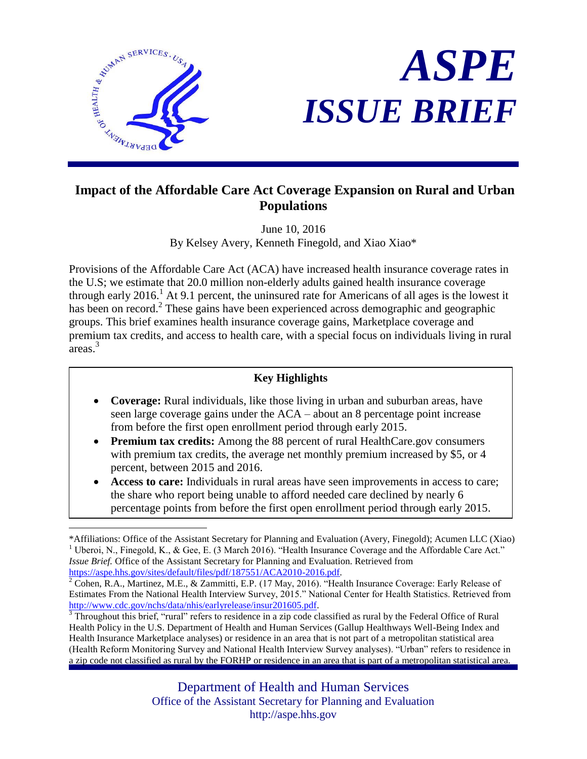# ASPE ISSUE BRIEF

## Impact of the Affordable Care Act Coverage Expansion on Rural and Urban Populations

June 10, 2016
By Kelsey Avery, Kenneth Finegold, and Xiao Xiao*

Provisions of the Affordable Care Act (ACA) have increased health insurance coverage rates in the U.S; we estimate that 20.0 million non-elderly adults gained health insurance coverage through early 2016.[1] At 9.1 percent, the uninsured rate for Americans of all ages is the lowest it has been on record.[2] These gains have been experienced across demographic and geographic groups. This brief examines health insurance coverage gains, Marketplace coverage and premium tax credits, and access to health care, with a special focus on individuals living in rural areas.[3]

### Key Highlights

- **Coverage:** Rural individuals, like those living in urban and suburban areas, have seen large coverage gains under the ACA – about an 8 percentage point increase from before the first open enrollment period through early 2015.
- **Premium tax credits:** Among the 88 percent of rural HealthCare.gov consumers with premium tax credits, the average net monthly premium increased by $5, or 4 percent, between 2015 and 2016.
- **Access to care:** Individuals in rural areas have seen improvements in access to care; the share who report being unable to afford needed care declined by nearly 6 percentage points from before the first open enrollment period through early 2015.

---

*Affiliations: Office of the Assistant Secretary for Planning and Evaluation (Avery, Finegold); Acumen LLC (Xiao)

[1] Uberoi, N., Finegold, K., & Gee, E. (3 March 2016). "Health Insurance Coverage and the Affordable Care Act." *Issue Brief.* Office of the Assistant Secretary for Planning and Evaluation. Retrieved from https://aspe.hhs.gov/sites/default/files/pdf/187551/ACA2010-2016.pdf.

[2] Cohen, R.A., Martinez, M.E., & Zammitti, E.P. (17 May, 2016). "Health Insurance Coverage: Early Release of Estimates From the National Health Interview Survey, 2015." National Center for Health Statistics. Retrieved from http://www.cdc.gov/nchs/data/nhis/earlyrelease/insur201605.pdf.

[3] Throughout this brief, "rural" refers to residence in a zip code classified as rural by the Federal Office of Rural Health Policy in the U.S. Department of Health and Human Services (Gallup Healthways Well-Being Index and Health Insurance Marketplace analyses) or residence in an area that is not part of a metropolitan statistical area (Health Reform Monitoring Survey and National Health Interview Survey analyses). "Urban" refers to residence in a zip code not classified as rural by the FORHP or residence in an area that is part of a metropolitan statistical area.

Department of Health and Human Services
Office of the Assistant Secretary for Planning and Evaluation
http://aspe.hhs.gov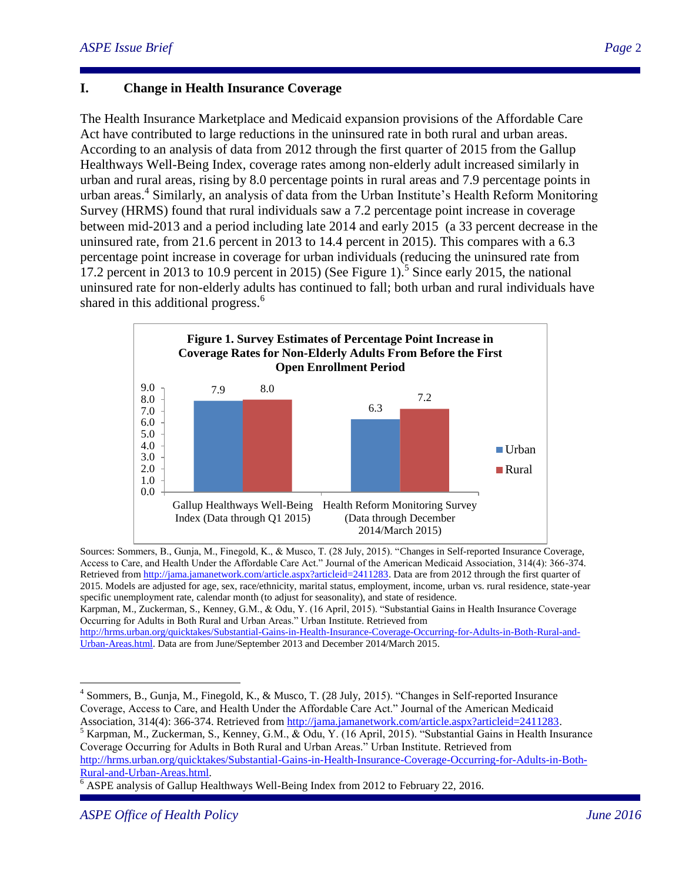## I. Change in Health Insurance Coverage

The Health Insurance Marketplace and Medicaid expansion provisions of the Affordable Care Act have contributed to large reductions in the uninsured rate in both rural and urban areas. According to an analysis of data from 2012 through the first quarter of 2015 from the Gallup Healthways Well-Being Index, coverage rates among non-elderly adult increased similarly in urban and rural areas, rising by 8.0 percentage points in rural areas and 7.9 percentage points in urban areas.[4] Similarly, an analysis of data from the Urban Institute's Health Reform Monitoring Survey (HRMS) found that rural individuals saw a 7.2 percentage point increase in coverage between mid-2013 and a period including late 2014 and early 2015 (a 33 percent decrease in the uninsured rate, from 21.6 percent in 2013 to 14.4 percent in 2015). This compares with a 6.3 percentage point increase in coverage for urban individuals (reducing the uninsured rate from 17.2 percent in 2013 to 10.9 percent in 2015) (See Figure 1).[5] Since early 2015, the national uninsured rate for non-elderly adults has continued to fall; both urban and rural individuals have shared in this additional progress.[6]

**Figure 1. Survey Estimates of Percentage Point Increase in Coverage Rates for Non-Elderly Adults From Before the First Open Enrollment Period**

| Survey | Urban | Rural |
|---|---|---|
| Gallup Healthways Well-Being Index (Data through Q1 2015) | 7.9 | 8.0 |
| Health Reform Monitoring Survey (Data through December 2014/March 2015) | 6.3 | 7.2 |

Sources: Sommers, B., Gunja, M., Finegold, K., & Musco, T. (28 July, 2015). "Changes in Self-reported Insurance Coverage, Access to Care, and Health Under the Affordable Care Act." Journal of the American Medicaid Association, 314(4): 366-374. Retrieved from http://jama.jamanetwork.com/article.aspx?articleid=2411283. Data are from 2012 through the first quarter of 2015. Models are adjusted for age, sex, race/ethnicity, marital status, employment, income, urban vs. rural residence, state-year specific unemployment rate, calendar month (to adjust for seasonality), and state of residence.
Karpman, M., Zuckerman, S., Kenney, G.M., & Odu, Y. (16 April, 2015). "Substantial Gains in Health Insurance Coverage Occurring for Adults in Both Rural and Urban Areas." Urban Institute. Retrieved from http://hrms.urban.org/quicktakes/Substantial-Gains-in-Health-Insurance-Coverage-Occurring-for-Adults-in-Both-Rural-and-Urban-Areas.html. Data are from June/September 2013 and December 2014/March 2015.

---

[4] Sommers, B., Gunja, M., Finegold, K., & Musco, T. (28 July, 2015). "Changes in Self-reported Insurance Coverage, Access to Care, and Health Under the Affordable Care Act." Journal of the American Medicaid Association, 314(4): 366-374. Retrieved from http://jama.jamanetwork.com/article.aspx?articleid=2411283.

[5] Karpman, M., Zuckerman, S., Kenney, G.M., & Odu, Y. (16 April, 2015). "Substantial Gains in Health Insurance Coverage Occurring for Adults in Both Rural and Urban Areas." Urban Institute. Retrieved from http://hrms.urban.org/quicktakes/Substantial-Gains-in-Health-Insurance-Coverage-Occurring-for-Adults-in-Both-Rural-and-Urban-Areas.html.

[6] ASPE analysis of Gallup Healthways Well-Being Index from 2012 to February 22, 2016.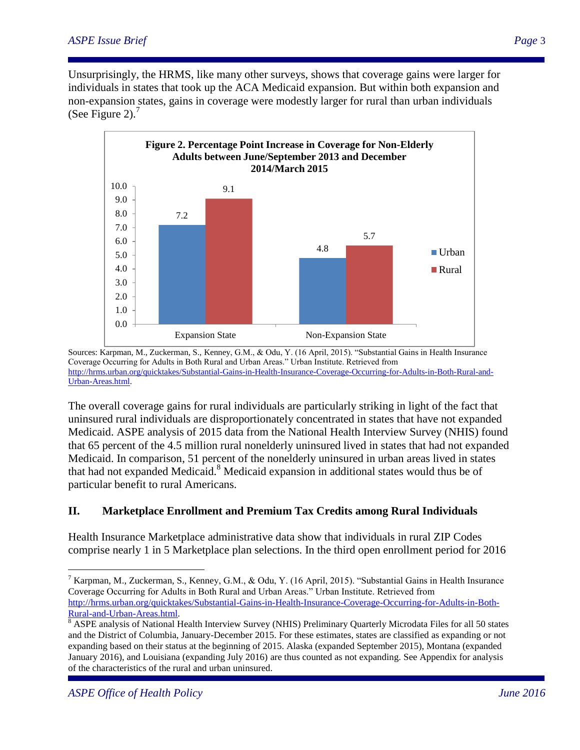Unsurprisingly, the HRMS, like many other surveys, shows that coverage gains were larger for individuals in states that took up the ACA Medicaid expansion. But within both expansion and non-expansion states, gains in coverage were modestly larger for rural than urban individuals (See Figure 2).[7]

**Figure 2. Percentage Point Increase in Coverage for Non-Elderly Adults between June/September 2013 and December 2014/March 2015**

| | Urban | Rural |
|---|---|---|
| Expansion State | 7.2 | 9.1 |
| Non-Expansion State | 4.8 | 5.7 |

Sources: Karpman, M., Zuckerman, S., Kenney, G.M., & Odu, Y. (16 April, 2015). "Substantial Gains in Health Insurance Coverage Occurring for Adults in Both Rural and Urban Areas." Urban Institute. Retrieved from http://hrms.urban.org/quicktakes/Substantial-Gains-in-Health-Insurance-Coverage-Occurring-for-Adults-in-Both-Rural-and-Urban-Areas.html.

The overall coverage gains for rural individuals are particularly striking in light of the fact that uninsured rural individuals are disproportionately concentrated in states that have not expanded Medicaid. ASPE analysis of 2015 data from the National Health Interview Survey (NHIS) found that 65 percent of the 4.5 million rural nonelderly uninsured lived in states that had not expanded Medicaid. In comparison, 51 percent of the nonelderly uninsured in urban areas lived in states that had not expanded Medicaid.[8] Medicaid expansion in additional states would thus be of particular benefit to rural Americans.

## II. Marketplace Enrollment and Premium Tax Credits among Rural Individuals

Health Insurance Marketplace administrative data show that individuals in rural ZIP Codes comprise nearly 1 in 5 Marketplace plan selections. In the third open enrollment period for 2016

---

[7] Karpman, M., Zuckerman, S., Kenney, G.M., & Odu, Y. (16 April, 2015). "Substantial Gains in Health Insurance Coverage Occurring for Adults in Both Rural and Urban Areas." Urban Institute. Retrieved from http://hrms.urban.org/quicktakes/Substantial-Gains-in-Health-Insurance-Coverage-Occurring-for-Adults-in-Both-Rural-and-Urban-Areas.html.

[8] ASPE analysis of National Health Interview Survey (NHIS) Preliminary Quarterly Microdata Files for all 50 states and the District of Columbia, January-December 2015. For these estimates, states are classified as expanding or not expanding based on their status at the beginning of 2015. Alaska (expanded September 2015), Montana (expanded January 2016), and Louisiana (expanding July 2016) are thus counted as not expanding. See Appendix for analysis of the characteristics of the rural and urban uninsured.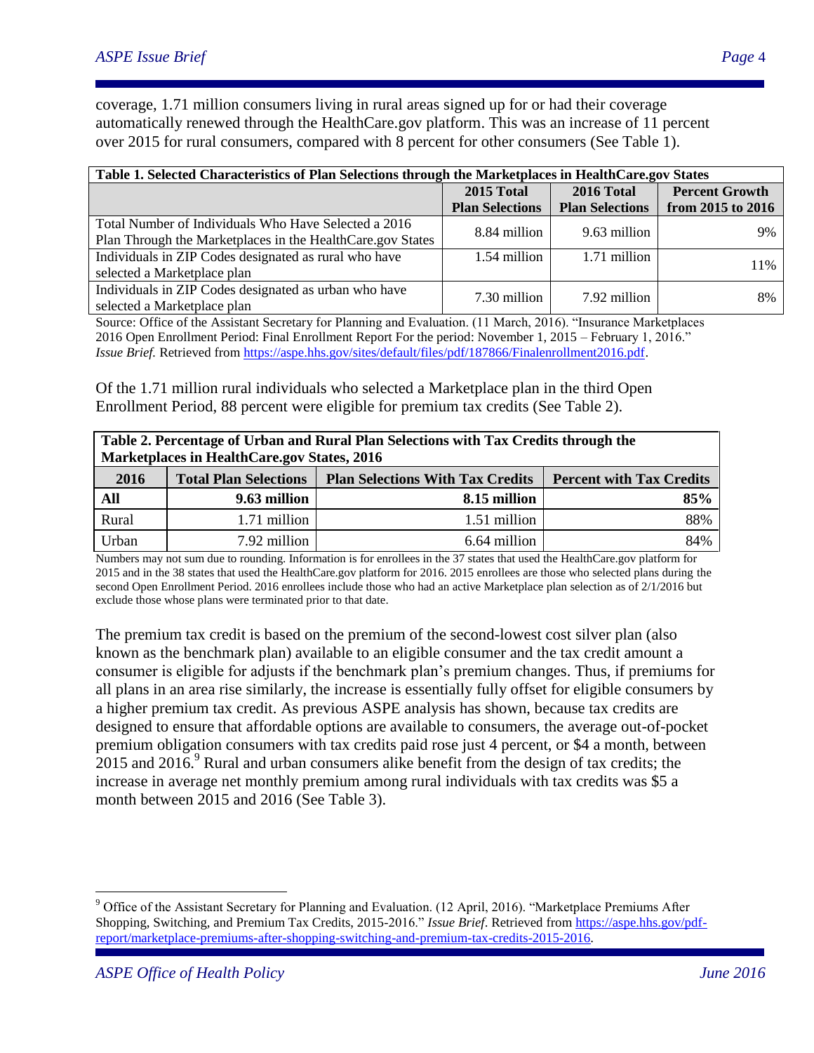coverage, 1.71 million consumers living in rural areas signed up for or had their coverage automatically renewed through the HealthCare.gov platform. This was an increase of 11 percent over 2015 for rural consumers, compared with 8 percent for other consumers (See Table 1).

| Table 1. Selected Characteristics of Plan Selections through the Marketplaces in HealthCare.gov States | | | |
|---|---|---|---|
| | **2015 Total Plan Selections** | **2016 Total Plan Selections** | **Percent Growth from 2015 to 2016** |
| Total Number of Individuals Who Have Selected a 2016 Plan Through the Marketplaces in the HealthCare.gov States | 8.84 million | 9.63 million | 9% |
| Individuals in ZIP Codes designated as rural who have selected a Marketplace plan | 1.54 million | 1.71 million | 11% |
| Individuals in ZIP Codes designated as urban who have selected a Marketplace plan | 7.30 million | 7.92 million | 8% |

Source: Office of the Assistant Secretary for Planning and Evaluation. (11 March, 2016). "Insurance Marketplaces 2016 Open Enrollment Period: Final Enrollment Report For the period: November 1, 2015 – February 1, 2016." *Issue Brief.* Retrieved from https://aspe.hhs.gov/sites/default/files/pdf/187866/Finalenrollment2016.pdf.

Of the 1.71 million rural individuals who selected a Marketplace plan in the third Open Enrollment Period, 88 percent were eligible for premium tax credits (See Table 2).

| Table 2. Percentage of Urban and Rural Plan Selections with Tax Credits through the Marketplaces in HealthCare.gov States, 2016 | | | |
|---|---|---|---|
| **2016** | **Total Plan Selections** | **Plan Selections With Tax Credits** | **Percent with Tax Credits** |
| **All** | **9.63 million** | **8.15 million** | **85%** |
| Rural | 1.71 million | 1.51 million | 88% |
| Urban | 7.92 million | 6.64 million | 84% |

Numbers may not sum due to rounding. Information is for enrollees in the 37 states that used the HealthCare.gov platform for 2015 and in the 38 states that used the HealthCare.gov platform for 2016. 2015 enrollees are those who selected plans during the second Open Enrollment Period. 2016 enrollees include those who had an active Marketplace plan selection as of 2/1/2016 but exclude those whose plans were terminated prior to that date.

The premium tax credit is based on the premium of the second-lowest cost silver plan (also known as the benchmark plan) available to an eligible consumer and the tax credit amount a consumer is eligible for adjusts if the benchmark plan's premium changes. Thus, if premiums for all plans in an area rise similarly, the increase is essentially fully offset for eligible consumers by a higher premium tax credit. As previous ASPE analysis has shown, because tax credits are designed to ensure that affordable options are available to consumers, the average out-of-pocket premium obligation consumers with tax credits paid rose just 4 percent, or $4 a month, between 2015 and 2016.[9] Rural and urban consumers alike benefit from the design of tax credits; the increase in average net monthly premium among rural individuals with tax credits was $5 a month between 2015 and 2016 (See Table 3).

[9] Office of the Assistant Secretary for Planning and Evaluation. (12 April, 2016). "Marketplace Premiums After Shopping, Switching, and Premium Tax Credits, 2015-2016." *Issue Brief*. Retrieved from https://aspe.hhs.gov/pdf-report/marketplace-premiums-after-shopping-switching-and-premium-tax-credits-2015-2016.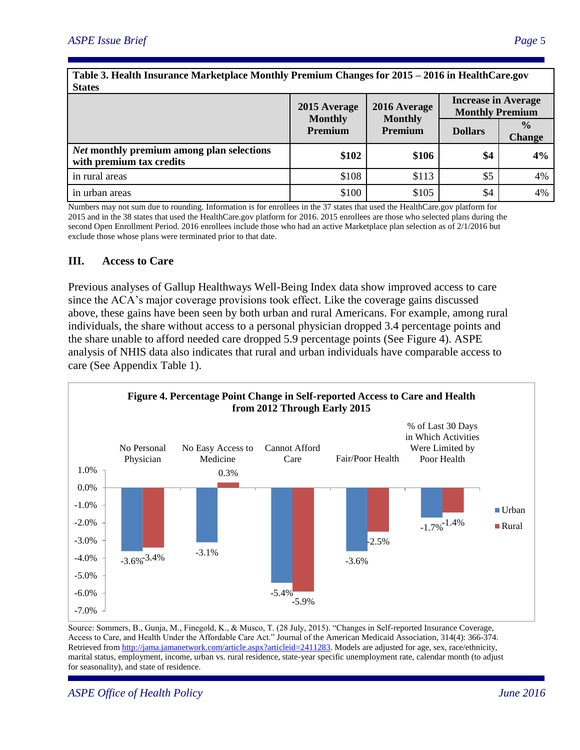**Table 3. Health Insurance Marketplace Monthly Premium Changes for 2015 – 2016 in HealthCare.gov States**

| | 2015 Average Monthly Premium | 2016 Average Monthly Premium | Increase in Average Monthly Premium | |
|---|---|---|---|---|
| | | | **Dollars** | **% Change** |
| ***Net* monthly premium among plan selections with premium tax credits** | **$102** | **$106** | **$4** | **4%** |
| in rural areas | $108 | $113 | $5 | 4% |
| in urban areas | $100 | $105 | $4 | 4% |

Numbers may not sum due to rounding. Information is for enrollees in the 37 states that used the HealthCare.gov platform for 2015 and in the 38 states that used the HealthCare.gov platform for 2016. 2015 enrollees are those who selected plans during the second Open Enrollment Period. 2016 enrollees include those who had an active Marketplace plan selection as of 2/1/2016 but exclude those whose plans were terminated prior to that date.

## III. Access to Care

Previous analyses of Gallup Healthways Well-Being Index data show improved access to care since the ACA's major coverage provisions took effect. Like the coverage gains discussed above, these gains have been seen by both urban and rural Americans. For example, among rural individuals, the share without access to a personal physician dropped 3.4 percentage points and the share unable to afford needed care dropped 5.9 percentage points (See Figure 4). ASPE analysis of NHIS data also indicates that rural and urban individuals have comparable access to care (See Appendix Table 1).

**Figure 4. Percentage Point Change in Self-reported Access to Care and Health from 2012 Through Early 2015**

| | Urban | Rural |
|---|---|---|
| No Personal Physician | -3.6% | -3.4% |
| No Easy Access to Medicine | -3.1% | 0.3% |
| Cannot Afford Care | -5.4% | -5.9% |
| Fair/Poor Health | -3.6% | -2.5% |
| % of Last 30 Days in Which Activities Were Limited by Poor Health | -1.7% | -1.4% |

Source: Sommers, B., Gunja, M., Finegold, K., & Musco, T. (28 July, 2015). "Changes in Self-reported Insurance Coverage, Access to Care, and Health Under the Affordable Care Act." Journal of the American Medicaid Association, 314(4): 366-374. Retrieved from http://jama.jamanetwork.com/article.aspx?articleid=2411283. Models are adjusted for age, sex, race/ethnicity, marital status, employment, income, urban vs. rural residence, state-year specific unemployment rate, calendar month (to adjust for seasonality), and state of residence.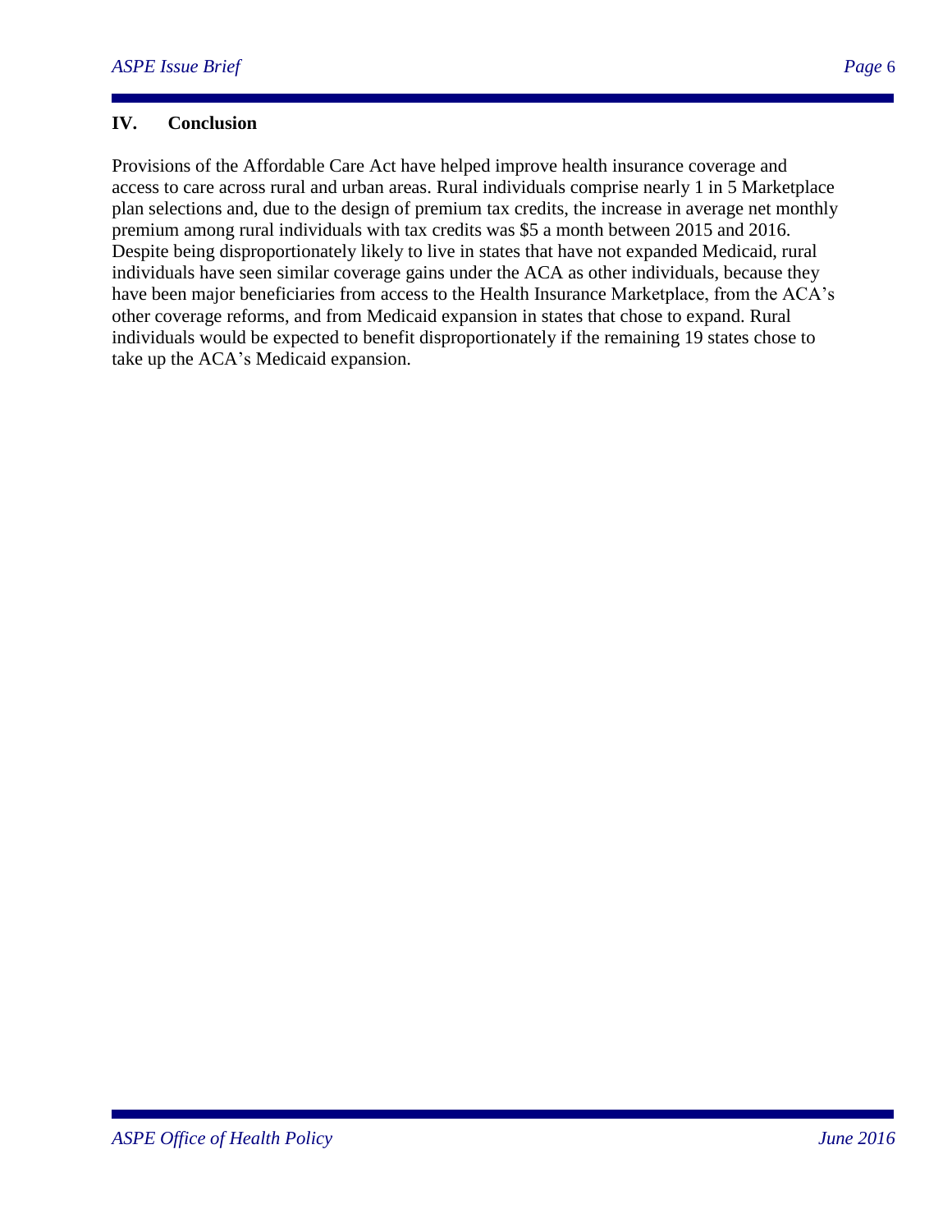## IV. Conclusion

Provisions of the Affordable Care Act have helped improve health insurance coverage and access to care across rural and urban areas. Rural individuals comprise nearly 1 in 5 Marketplace plan selections and, due to the design of premium tax credits, the increase in average net monthly premium among rural individuals with tax credits was $5 a month between 2015 and 2016. Despite being disproportionately likely to live in states that have not expanded Medicaid, rural individuals have seen similar coverage gains under the ACA as other individuals, because they have been major beneficiaries from access to the Health Insurance Marketplace, from the ACA's other coverage reforms, and from Medicaid expansion in states that chose to expand. Rural individuals would be expected to benefit disproportionately if the remaining 19 states chose to take up the ACA's Medicaid expansion.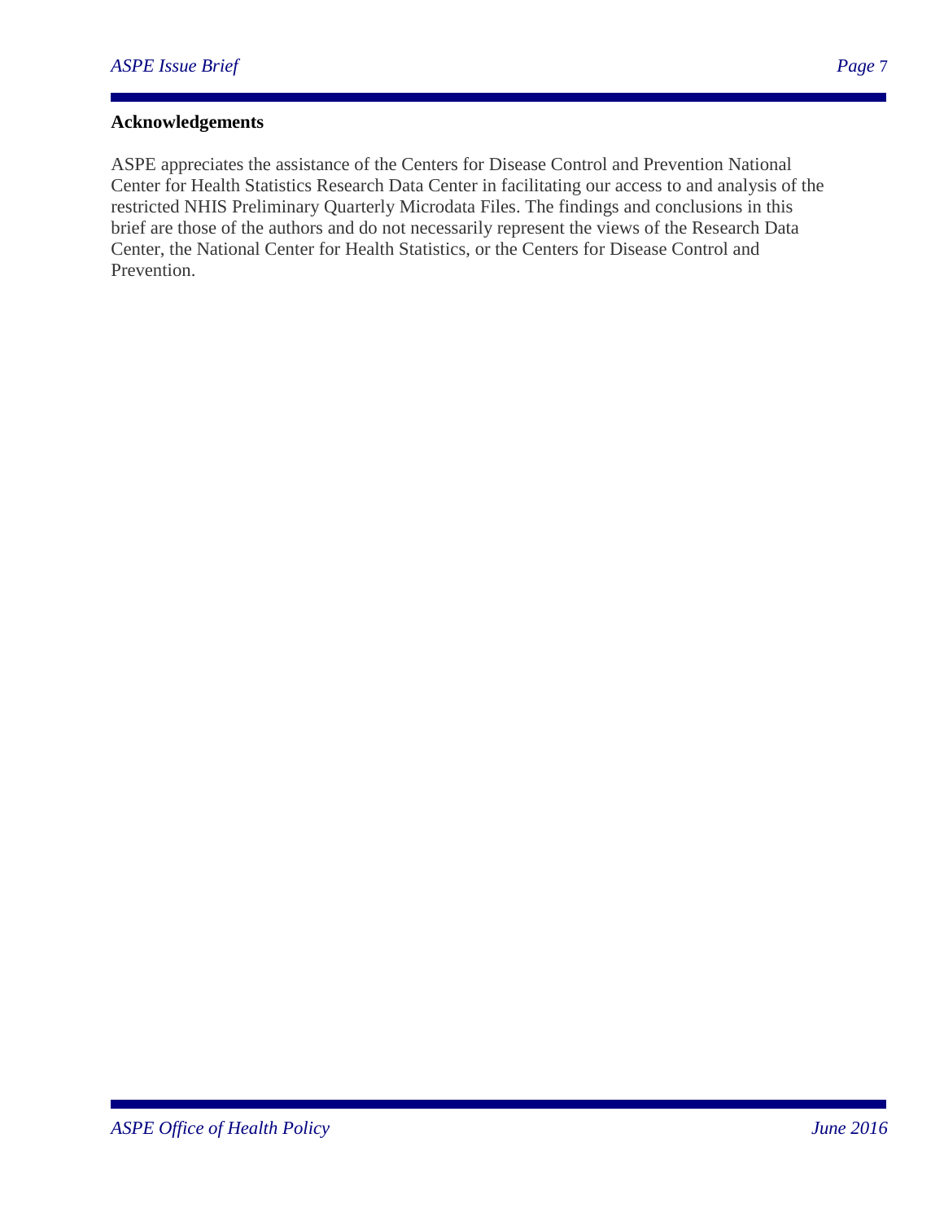**Acknowledgements**

ASPE appreciates the assistance of the Centers for Disease Control and Prevention National Center for Health Statistics Research Data Center in facilitating our access to and analysis of the restricted NHIS Preliminary Quarterly Microdata Files. The findings and conclusions in this brief are those of the authors and do not necessarily represent the views of the Research Data Center, the National Center for Health Statistics, or the Centers for Disease Control and Prevention.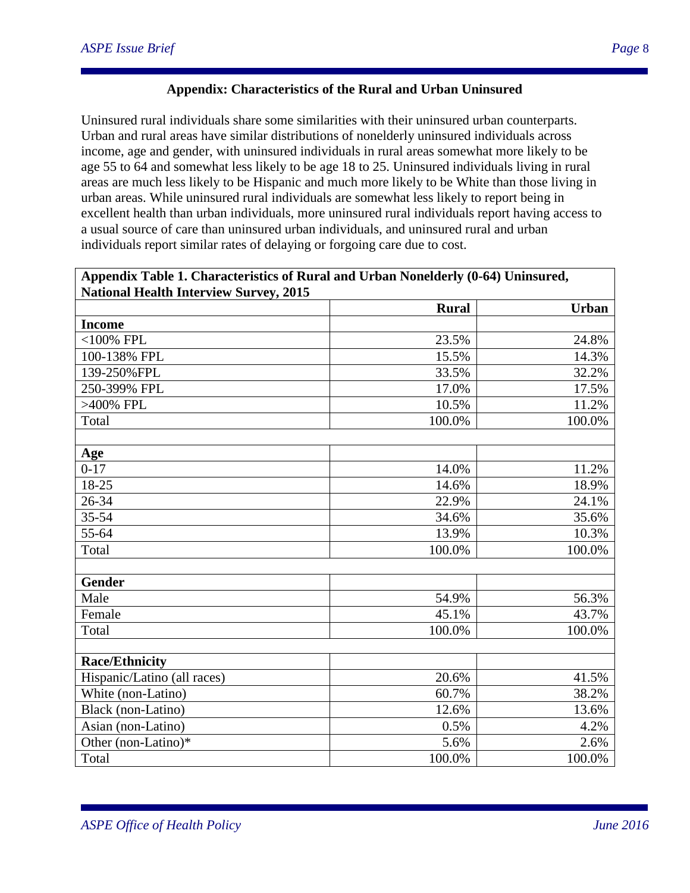## Appendix: Characteristics of the Rural and Urban Uninsured

Uninsured rural individuals share some similarities with their uninsured urban counterparts. Urban and rural areas have similar distributions of nonelderly uninsured individuals across income, age and gender, with uninsured individuals in rural areas somewhat more likely to be age 55 to 64 and somewhat less likely to be age 18 to 25. Uninsured individuals living in rural areas are much less likely to be Hispanic and much more likely to be White than those living in urban areas. While uninsured rural individuals are somewhat less likely to report being in excellent health than urban individuals, more uninsured rural individuals report having access to a usual source of care than uninsured urban individuals, and uninsured rural and urban individuals report similar rates of delaying or forgoing care due to cost.

**Appendix Table 1. Characteristics of Rural and Urban Nonelderly (0-64) Uninsured, National Health Interview Survey, 2015**

| | Rural | Urban |
|---|---|---|
| **Income** | | |
| <100% FPL | 23.5% | 24.8% |
| 100-138% FPL | 15.5% | 14.3% |
| 139-250%FPL | 33.5% | 32.2% |
| 250-399% FPL | 17.0% | 17.5% |
| >400% FPL | 10.5% | 11.2% |
| Total | 100.0% | 100.0% |
| | | |
| **Age** | | |
| 0-17 | 14.0% | 11.2% |
| 18-25 | 14.6% | 18.9% |
| 26-34 | 22.9% | 24.1% |
| 35-54 | 34.6% | 35.6% |
| 55-64 | 13.9% | 10.3% |
| Total | 100.0% | 100.0% |
| | | |
| **Gender** | | |
| Male | 54.9% | 56.3% |
| Female | 45.1% | 43.7% |
| Total | 100.0% | 100.0% |
| | | |
| **Race/Ethnicity** | | |
| Hispanic/Latino (all races) | 20.6% | 41.5% |
| White (non-Latino) | 60.7% | 38.2% |
| Black (non-Latino) | 12.6% | 13.6% |
| Asian (non-Latino) | 0.5% | 4.2% |
| Other (non-Latino)* | 5.6% | 2.6% |
| Total | 100.0% | 100.0% |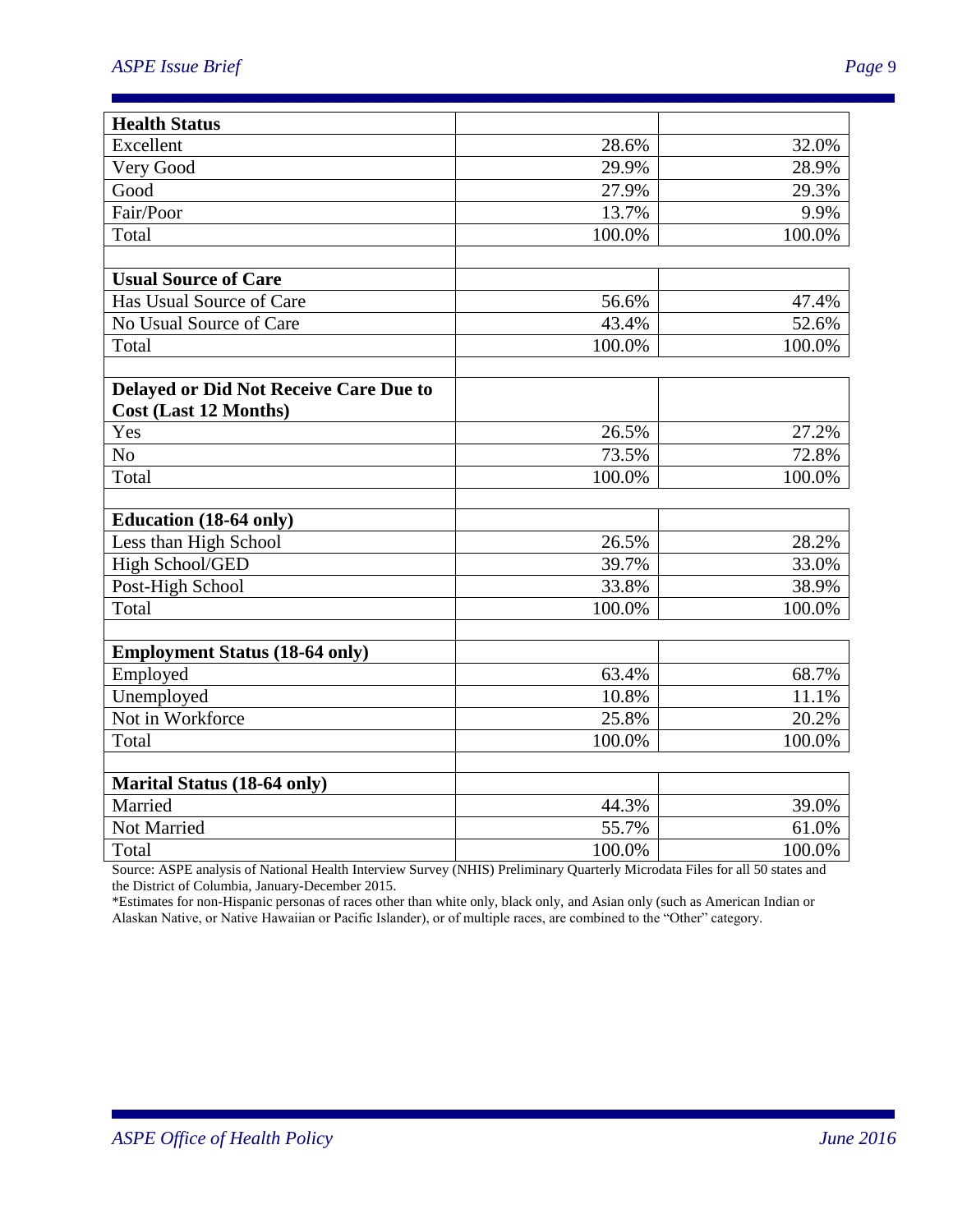| | | |
|---|---|---|
| **Health Status** | | |
| Excellent | 28.6% | 32.0% |
| Very Good | 29.9% | 28.9% |
| Good | 27.9% | 29.3% |
| Fair/Poor | 13.7% | 9.9% |
| Total | 100.0% | 100.0% |
| | | |
| **Usual Source of Care** | | |
| Has Usual Source of Care | 56.6% | 47.4% |
| No Usual Source of Care | 43.4% | 52.6% |
| Total | 100.0% | 100.0% |
| | | |
| **Delayed or Did Not Receive Care Due to Cost (Last 12 Months)** | | |
| Yes | 26.5% | 27.2% |
| No | 73.5% | 72.8% |
| Total | 100.0% | 100.0% |
| | | |
| **Education (18-64 only)** | | |
| Less than High School | 26.5% | 28.2% |
| High School/GED | 39.7% | 33.0% |
| Post-High School | 33.8% | 38.9% |
| Total | 100.0% | 100.0% |
| | | |
| **Employment Status (18-64 only)** | | |
| Employed | 63.4% | 68.7% |
| Unemployed | 10.8% | 11.1% |
| Not in Workforce | 25.8% | 20.2% |
| Total | 100.0% | 100.0% |
| | | |
| **Marital Status (18-64 only)** | | |
| Married | 44.3% | 39.0% |
| Not Married | 55.7% | 61.0% |
| Total | 100.0% | 100.0% |

Source: ASPE analysis of National Health Interview Survey (NHIS) Preliminary Quarterly Microdata Files for all 50 states and the District of Columbia, January-December 2015.

*Estimates for non-Hispanic personas of races other than white only, black only, and Asian only (such as American Indian or Alaskan Native, or Native Hawaiian or Pacific Islander), or of multiple races, are combined to the "Other" category.